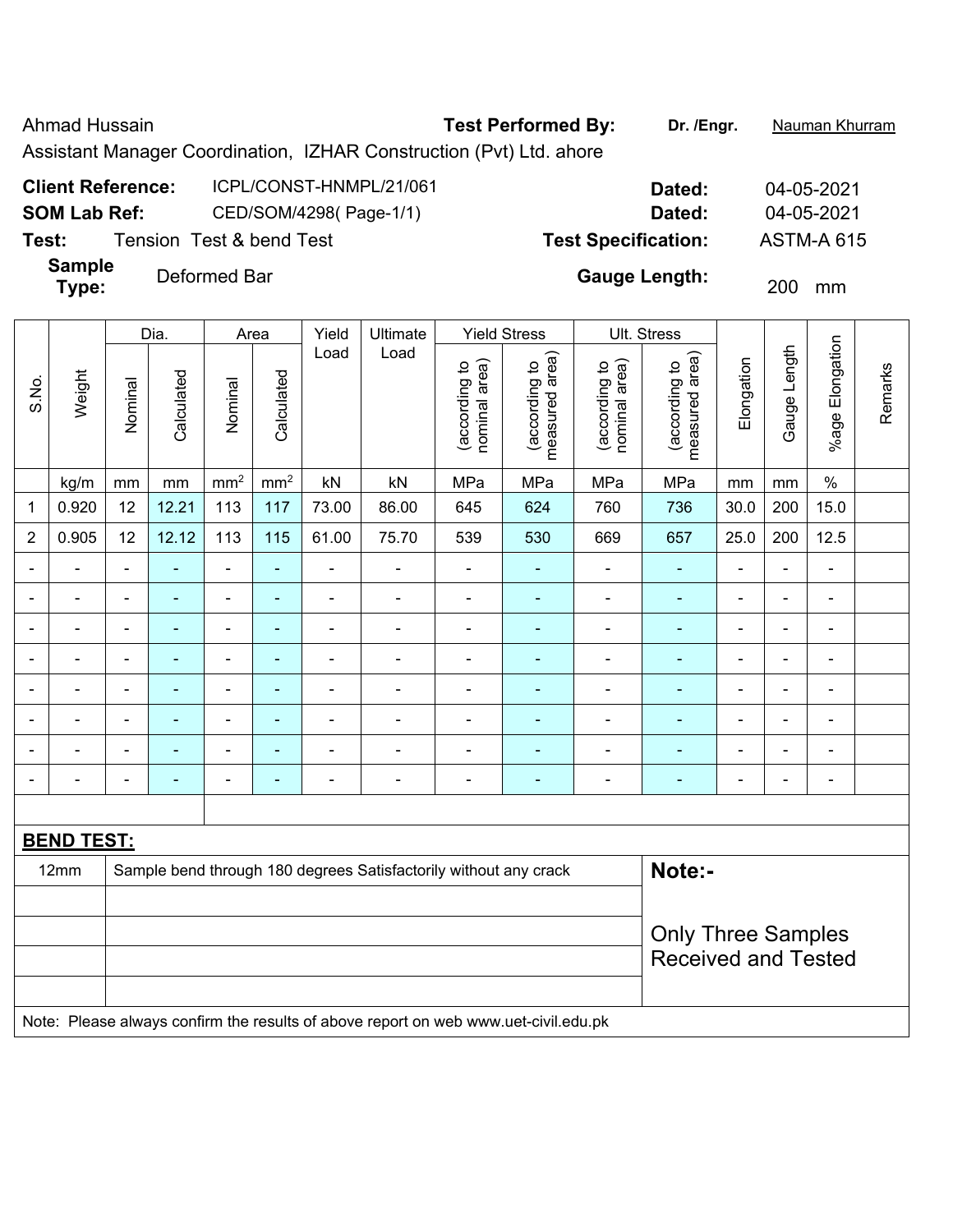Ahmad Hussain **Test Performed By:** **Dr. /Engr.** Nauman Khurram

Assistant Manager Coordination, IZHAR Construction (Pvt) Ltd. ahore

**Client Reference:** ICPL/CONST-HNMPL/21/061 **Dated:** 04-05-2021

**SOM Lab Ref:** CED/SOM/4298( Page-1/1) **Dated:** 04-05-2021

**Test:** Tension Test & bend Test **Test Specification:** ASTM-A 615

**Sample Type:** Deformed Bar **Gauge Length:** 200 mm

| S.No. | Weight | Dia. | | Area | | Yield Load | Ultimate Load | Yield Stress | | Ult. Stress | | Elongation | Gauge Length | %age Elongation | Remarks |
|---|---|---|---|---|---|---|---|---|---|---|---|---|---|---|---|
| | | Nominal | Calculated | Nominal | Calculated | | | (according to nominal area) | (according to measured area) | (according to nominal area) | (according to measured area) | | | | |
| | kg/m | mm | mm | mm² | mm² | kN | kN | MPa | MPa | MPa | MPa | mm | mm | % | |
| 1 | 0.920 | 12 | 12.21 | 113 | 117 | 73.00 | 86.00 | 645 | 624 | 760 | 736 | 30.0 | 200 | 15.0 | |
| 2 | 0.905 | 12 | 12.12 | 113 | 115 | 61.00 | 75.70 | 539 | 530 | 669 | 657 | 25.0 | 200 | 12.5 | |
| - | - | - | - | - | - | - | - | - | - | - | - | - | - | - | |
| - | - | - | - | - | - | - | - | - | - | - | - | - | - | - | |
| - | - | - | - | - | - | - | - | - | - | - | - | - | - | - | |
| - | - | - | - | - | - | - | - | - | - | - | - | - | - | - | |
| - | - | - | - | - | - | - | - | - | - | - | - | - | - | - | |
| - | - | - | - | - | - | - | - | - | - | - | - | - | - | - | |
| - | - | - | - | - | - | - | - | - | - | - | - | - | - | - | |
| - | - | - | - | - | - | - | - | - | - | - | - | - | - | - | |

**BEND TEST:**

| | | |
|---|---|---|
| 12mm | Sample bend through 180 degrees Satisfactorily without any crack | **Note:-** |
| | | Only Three Samples Received and Tested |

Note: Please always confirm the results of above report on web www.uet-civil.edu.pk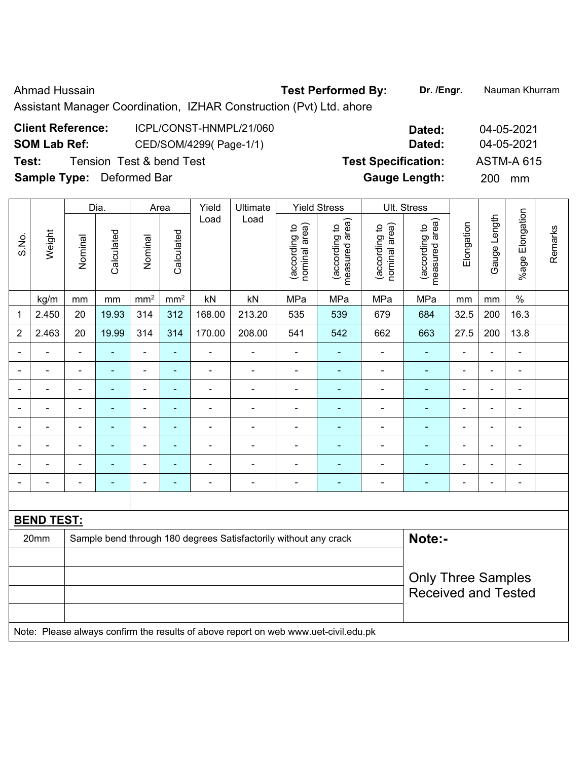Ahmad Hussain **Test Performed By:** **Dr. /Engr.** Nauman Khurram

Assistant Manager Coordination, IZHAR Construction (Pvt) Ltd. ahore

**Client Reference:** ICPL/CONST-HNMPL/21/060 **Dated:** 04-05-2021

**SOM Lab Ref:** CED/SOM/4299( Page-1/1) **Dated:** 04-05-2021

**Test:** Tension Test & bend Test **Test Specification:** ASTM-A 615

**Sample Type:** Deformed Bar **Gauge Length:** 200 mm

| S.No. | Weight | Dia. | | Area | | Yield Load | Ultimate Load | Yield Stress | | Ult. Stress | | Elongation | Gauge Length | %age Elongation | Remarks |
|---|---|---|---|---|---|---|---|---|---|---|---|---|---|---|---|
| | | Nominal | Calculated | Nominal | Calculated | | | (according to nominal area) | (according to measured area) | (according to nominal area) | (according to measured area) | | | | |
| | kg/m | mm | mm | mm$^2$ | mm$^2$ | kN | kN | MPa | MPa | MPa | MPa | mm | mm | % | |
| 1 | 2.450 | 20 | 19.93 | 314 | 312 | 168.00 | 213.20 | 535 | 539 | 679 | 684 | 32.5 | 200 | 16.3 | |
| 2 | 2.463 | 20 | 19.99 | 314 | 314 | 170.00 | 208.00 | 541 | 542 | 662 | 663 | 27.5 | 200 | 13.8 | |
| - | - | - | - | - | - | - | - | - | - | - | - | - | - | - | |
| - | - | - | - | - | - | - | - | - | - | - | - | - | - | - | |
| - | - | - | - | - | - | - | - | - | - | - | - | - | - | - | |
| - | - | - | - | - | - | - | - | - | - | - | - | - | - | - | |
| - | - | - | - | - | - | - | - | - | - | - | - | - | - | - | |
| - | - | - | - | - | - | - | - | - | - | - | - | - | - | - | |
| - | - | - | - | - | - | - | - | - | - | - | - | - | - | - | |
| - | - | - | - | - | - | - | - | - | - | - | - | - | - | - | |

**BEND TEST:**

| | | |
|---|---|---|
| 20mm | Sample bend through 180 degrees Satisfactorily without any crack | **Note:-** |
| | | Only Three Samples Received and Tested |

Note: Please always confirm the results of above report on web www.uet-civil.edu.pk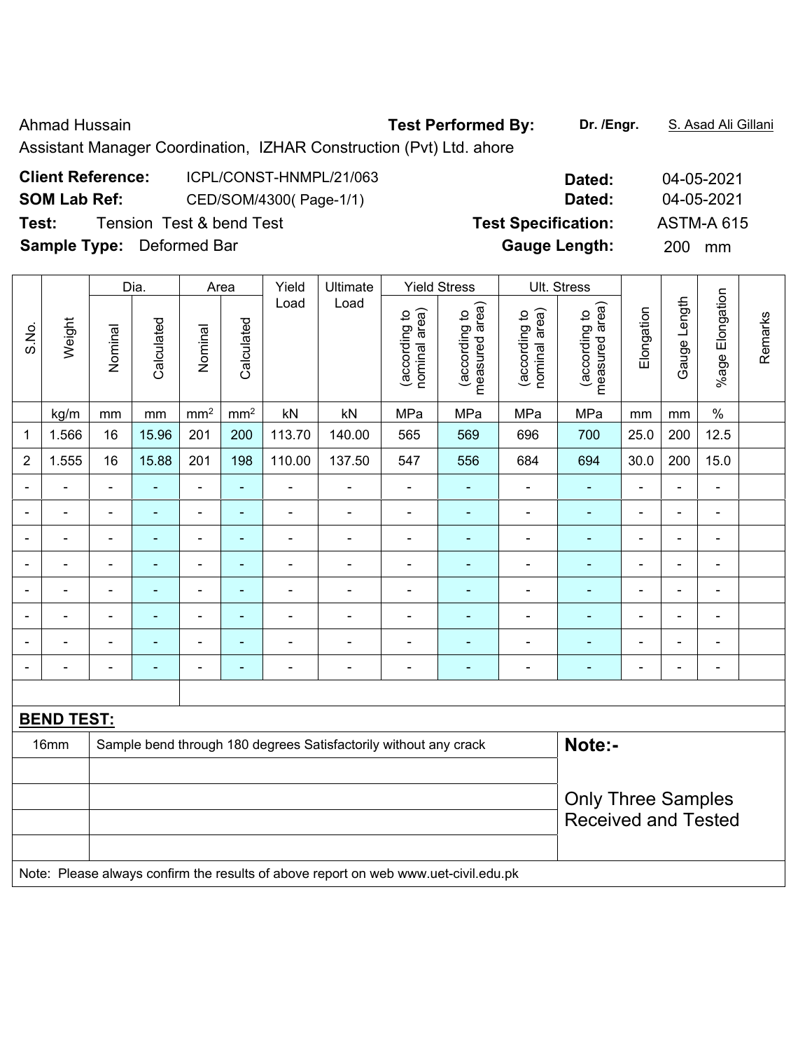Ahmad Hussain **Test Performed By:** **Dr. /Engr.** S. Asad Ali Gillani

Assistant Manager Coordination, IZHAR Construction (Pvt) Ltd. ahore

**Client Reference:** ICPL/CONST-HNMPL/21/063 **Dated:** 04-05-2021

**SOM Lab Ref:** CED/SOM/4300( Page-1/1) **Dated:** 04-05-2021

**Test:** Tension Test & bend Test **Test Specification:** ASTM-A 615

**Sample Type:** Deformed Bar **Gauge Length:** 200 mm

| S.No. | Weight | Dia. | | Area | | Yield Load | Ultimate Load | Yield Stress | | Ult. Stress | | Elongation | Gauge Length | %age Elongation | Remarks |
|---|---|---|---|---|---|---|---|---|---|---|---|---|---|---|---|
| | | Nominal | Calculated | Nominal | Calculated | | | (according to nominal area) | (according to measured area) | (according to nominal area) | (according to measured area) | | | | |
| | kg/m | mm | mm | mm² | mm² | kN | kN | MPa | MPa | MPa | MPa | mm | mm | % | |
| 1 | 1.566 | 16 | 15.96 | 201 | 200 | 113.70 | 140.00 | 565 | 569 | 696 | 700 | 25.0 | 200 | 12.5 | |
| 2 | 1.555 | 16 | 15.88 | 201 | 198 | 110.00 | 137.50 | 547 | 556 | 684 | 694 | 30.0 | 200 | 15.0 | |
| - | - | - | - | - | - | - | - | - | - | - | - | - | - | - | |
| - | - | - | - | - | - | - | - | - | - | - | - | - | - | - | |
| - | - | - | - | - | - | - | - | - | - | - | - | - | - | - | |
| - | - | - | - | - | - | - | - | - | - | - | - | - | - | - | |
| - | - | - | - | - | - | - | - | - | - | - | - | - | - | - | |
| - | - | - | - | - | - | - | - | - | - | - | - | - | - | - | |
| - | - | - | - | - | - | - | - | - | - | - | - | - | - | - | |
| - | - | - | - | - | - | - | - | - | - | - | - | - | - | - | |

**BEND TEST:**

| | | |
|---|---|---|
| 16mm | Sample bend through 180 degrees Satisfactorily without any crack | **Note:-** |
| | | Only Three Samples Received and Tested |

Note: Please always confirm the results of above report on web www.uet-civil.edu.pk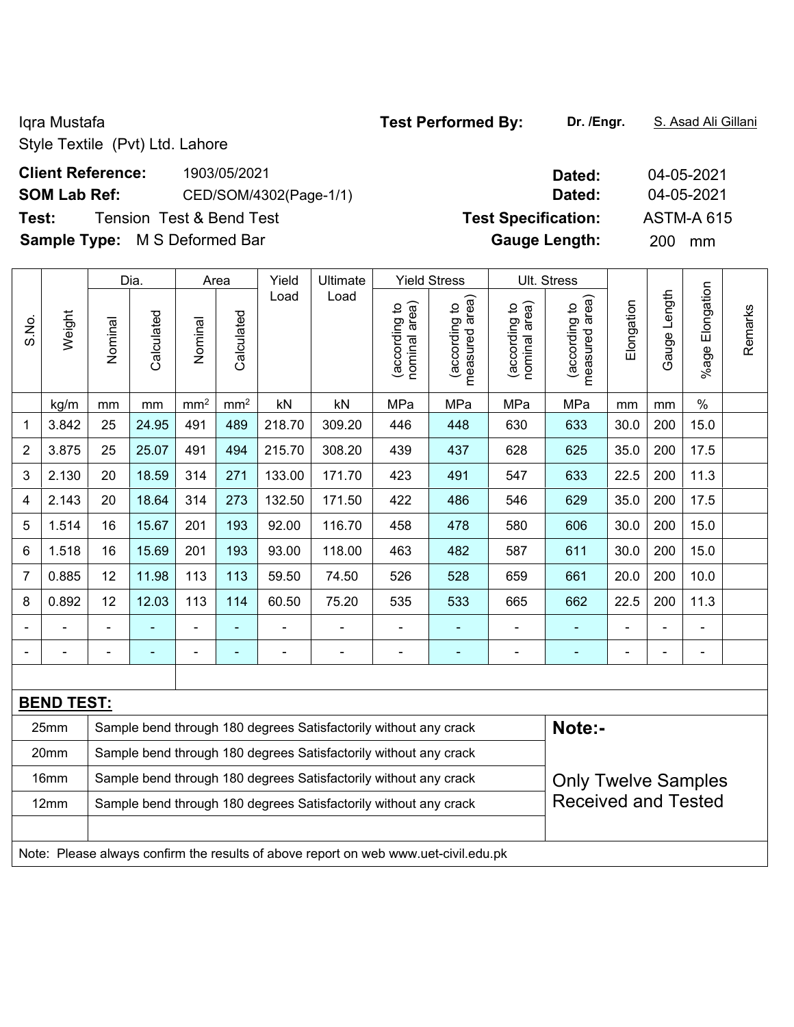Iqra Mustafa
Style Textile (Pvt) Ltd. Lahore

**Test Performed By:** **Dr. /Engr.** S. Asad Ali Gillani

**Client Reference:** 1903/05/2021 **Dated:** 04-05-2021

**SOM Lab Ref:** CED/SOM/4302(Page-1/1) **Dated:** 04-05-2021

**Test:** Tension Test & Bend Test **Test Specification:** ASTM-A 615

**Sample Type:** M S Deformed Bar **Gauge Length:** 200 mm

| S.No. | Weight | Dia. | | Area | | Yield Load | Ultimate Load | Yield Stress | | Ult. Stress | | Elongation | Gauge Length | %age Elongation | Remarks |
|---|---|---|---|---|---|---|---|---|---|---|---|---|---|---|---|
| | | Nominal | Calculated | Nominal | Calculated | | | (according to nominal area) | (according to measured area) | (according to nominal area) | (according to measured area) | | | | |
| | kg/m | mm | mm | mm² | mm² | kN | kN | MPa | MPa | MPa | MPa | mm | mm | % | |
| 1 | 3.842 | 25 | 24.95 | 491 | 489 | 218.70 | 309.20 | 446 | 448 | 630 | 633 | 30.0 | 200 | 15.0 | |
| 2 | 3.875 | 25 | 25.07 | 491 | 494 | 215.70 | 308.20 | 439 | 437 | 628 | 625 | 35.0 | 200 | 17.5 | |
| 3 | 2.130 | 20 | 18.59 | 314 | 271 | 133.00 | 171.70 | 423 | 491 | 547 | 633 | 22.5 | 200 | 11.3 | |
| 4 | 2.143 | 20 | 18.64 | 314 | 273 | 132.50 | 171.50 | 422 | 486 | 546 | 629 | 35.0 | 200 | 17.5 | |
| 5 | 1.514 | 16 | 15.67 | 201 | 193 | 92.00 | 116.70 | 458 | 478 | 580 | 606 | 30.0 | 200 | 15.0 | |
| 6 | 1.518 | 16 | 15.69 | 201 | 193 | 93.00 | 118.00 | 463 | 482 | 587 | 611 | 30.0 | 200 | 15.0 | |
| 7 | 0.885 | 12 | 11.98 | 113 | 113 | 59.50 | 74.50 | 526 | 528 | 659 | 661 | 20.0 | 200 | 10.0 | |
| 8 | 0.892 | 12 | 12.03 | 113 | 114 | 60.50 | 75.20 | 535 | 533 | 665 | 662 | 22.5 | 200 | 11.3 | |
| - | - | - | - | - | - | - | - | - | - | - | - | - | - | - | |
| - | - | - | - | - | - | - | - | - | - | - | - | - | - | - | |

**BEND TEST:**

| | |
|---|---|
| 25mm | Sample bend through 180 degrees Satisfactorily without any crack |
| 20mm | Sample bend through 180 degrees Satisfactorily without any crack |
| 16mm | Sample bend through 180 degrees Satisfactorily without any crack |
| 12mm | Sample bend through 180 degrees Satisfactorily without any crack |

**Note:-**

Only Twelve Samples Received and Tested

Note: Please always confirm the results of above report on web www.uet-civil.edu.pk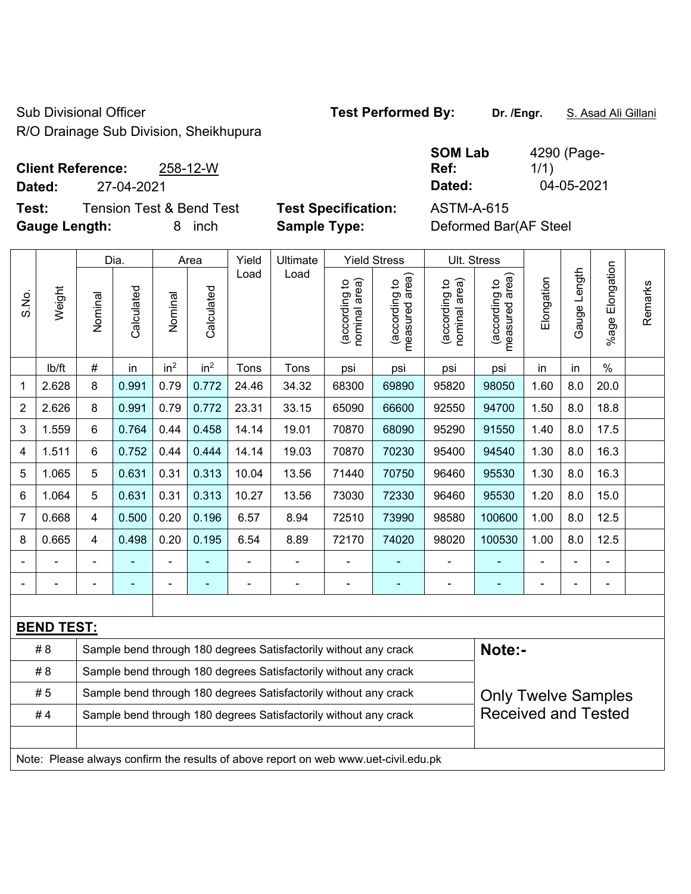Sub Divisional Officer
R/O Drainage Sub Division, Sheikhupura

**Test Performed By:** **Dr. /Engr.** S. Asad Ali Gillani

**Client Reference:** 258-12-W
**Dated:** 27-04-2021

**SOM Lab Ref:** 4290 (Page-1/1)
**Dated:** 04-05-2021

**Test:** Tension Test & Bend Test
**Gauge Length:** 8 inch

**Test Specification:** ASTM-A-615
**Sample Type:** Deformed Bar(AF Steel

| S.No. | Weight | Dia. | | Area | | Yield Load | Ultimate Load | Yield Stress | | Ult. Stress | | Elongation | Gauge Length | %age Elongation | Remarks |
|---|---|---|---|---|---|---|---|---|---|---|---|---|---|---|---|
| | | Nominal | Calculated | Nominal | Calculated | | | (according to nominal area) | (according to measured area) | (according to nominal area) | (according to measured area) | | | | |
| | lb/ft | # | in | in² | in² | Tons | Tons | psi | psi | psi | psi | in | in | % | |
| 1 | 2.628 | 8 | 0.991 | 0.79 | 0.772 | 24.46 | 34.32 | 68300 | 69890 | 95820 | 98050 | 1.60 | 8.0 | 20.0 | |
| 2 | 2.626 | 8 | 0.991 | 0.79 | 0.772 | 23.31 | 33.15 | 65090 | 66600 | 92550 | 94700 | 1.50 | 8.0 | 18.8 | |
| 3 | 1.559 | 6 | 0.764 | 0.44 | 0.458 | 14.14 | 19.01 | 70870 | 68090 | 95290 | 91550 | 1.40 | 8.0 | 17.5 | |
| 4 | 1.511 | 6 | 0.752 | 0.44 | 0.444 | 14.14 | 19.03 | 70870 | 70230 | 95400 | 94540 | 1.30 | 8.0 | 16.3 | |
| 5 | 1.065 | 5 | 0.631 | 0.31 | 0.313 | 10.04 | 13.56 | 71440 | 70750 | 96460 | 95530 | 1.30 | 8.0 | 16.3 | |
| 6 | 1.064 | 5 | 0.631 | 0.31 | 0.313 | 10.27 | 13.56 | 73030 | 72330 | 96460 | 95530 | 1.20 | 8.0 | 15.0 | |
| 7 | 0.668 | 4 | 0.500 | 0.20 | 0.196 | 6.57 | 8.94 | 72510 | 73990 | 98580 | 100600 | 1.00 | 8.0 | 12.5 | |
| 8 | 0.665 | 4 | 0.498 | 0.20 | 0.195 | 6.54 | 8.89 | 72170 | 74020 | 98020 | 100530 | 1.00 | 8.0 | 12.5 | |
| - | - | - | - | - | - | - | - | - | - | - | - | - | - | - | |
| - | - | - | - | - | - | - | - | - | - | - | - | - | - | - | |

**BEND TEST:**

| Bar | Result |
|---|---|
| # 8 | Sample bend through 180 degrees Satisfactorily without any crack |
| # 8 | Sample bend through 180 degrees Satisfactorily without any crack |
| # 5 | Sample bend through 180 degrees Satisfactorily without any crack |
| # 4 | Sample bend through 180 degrees Satisfactorily without any crack |

**Note:-**

Only Twelve Samples Received and Tested

Note: Please always confirm the results of above report on web www.uet-civil.edu.pk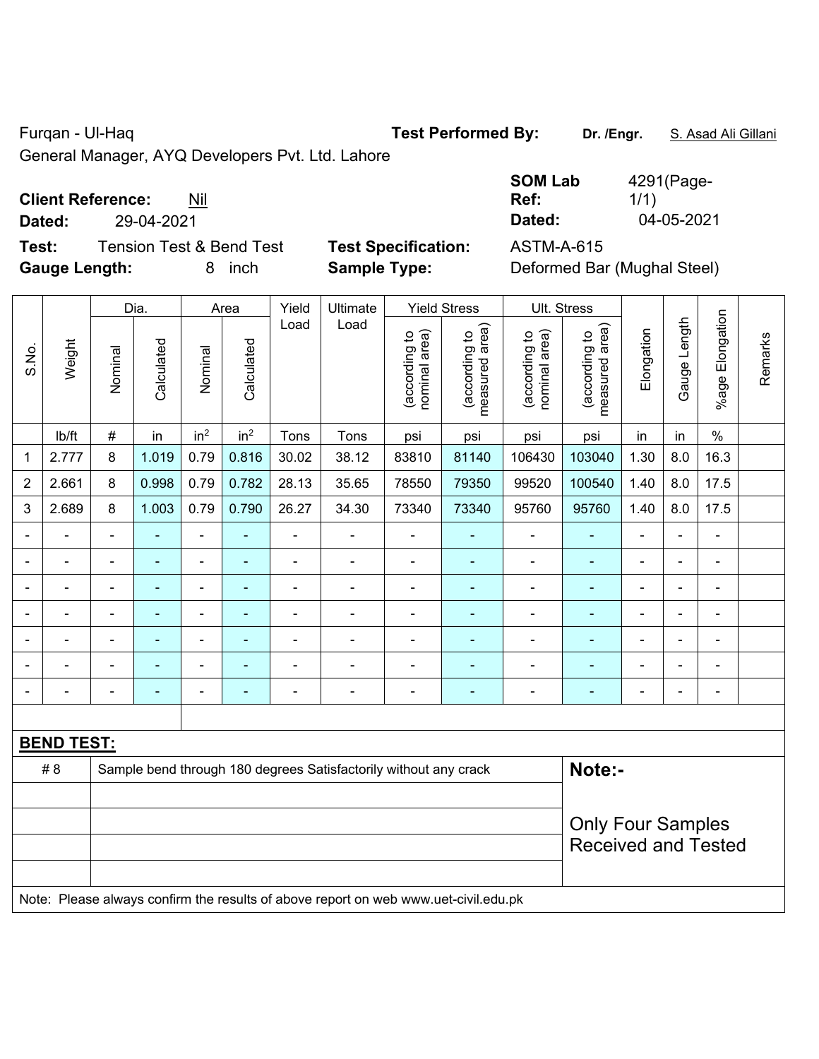Furqan - Ul-Haq

General Manager, AYQ Developers Pvt. Ltd. Lahore

**Test Performed By:** **Dr. /Engr.** S. Asad Ali Gillani

**Client Reference:** Nil

**Dated:** 29-04-2021

**SOM Lab Ref:** 4291(Page-1/1)

**Dated:** 04-05-2021

**Test:** Tension Test & Bend Test

**Test Specification:** ASTM-A-615

**Gauge Length:** 8 inch

**Sample Type:** Deformed Bar (Mughal Steel)

| S.No. | Weight | Dia. | | Area | | Yield Load | Ultimate Load | Yield Stress | | Ult. Stress | | Elongation | Gauge Length | %age Elongation | Remarks |
|---|---|---|---|---|---|---|---|---|---|---|---|---|---|---|---|
| | | Nominal | Calculated | Nominal | Calculated | | | (according to nominal area) | (according to measured area) | (according to nominal area) | (according to measured area) | | | | |
| | lb/ft | # | in | $in^2$ | $in^2$ | Tons | Tons | psi | psi | psi | psi | in | in | % | |
| 1 | 2.777 | 8 | 1.019 | 0.79 | 0.816 | 30.02 | 38.12 | 83810 | 81140 | 106430 | 103040 | 1.30 | 8.0 | 16.3 | |
| 2 | 2.661 | 8 | 0.998 | 0.79 | 0.782 | 28.13 | 35.65 | 78550 | 79350 | 99520 | 100540 | 1.40 | 8.0 | 17.5 | |
| 3 | 2.689 | 8 | 1.003 | 0.79 | 0.790 | 26.27 | 34.30 | 73340 | 73340 | 95760 | 95760 | 1.40 | 8.0 | 17.5 | |
| - | - | - | - | - | - | - | - | - | - | - | - | - | - | - | |
| - | - | - | - | - | - | - | - | - | - | - | - | - | - | - | |
| - | - | - | - | - | - | - | - | - | - | - | - | - | - | - | |
| - | - | - | - | - | - | - | - | - | - | - | - | - | - | - | |
| - | - | - | - | - | - | - | - | - | - | - | - | - | - | - | |
| - | - | - | - | - | - | - | - | - | - | - | - | - | - | - | |
| - | - | - | - | - | - | - | - | - | - | - | - | - | - | - | |

**BEND TEST:**

| | | |
|---|---|---|
| # 8 | Sample bend through 180 degrees Satisfactorily without any crack | **Note:-** |
| | | Only Four Samples Received and Tested |

Note: Please always confirm the results of above report on web www.uet-civil.edu.pk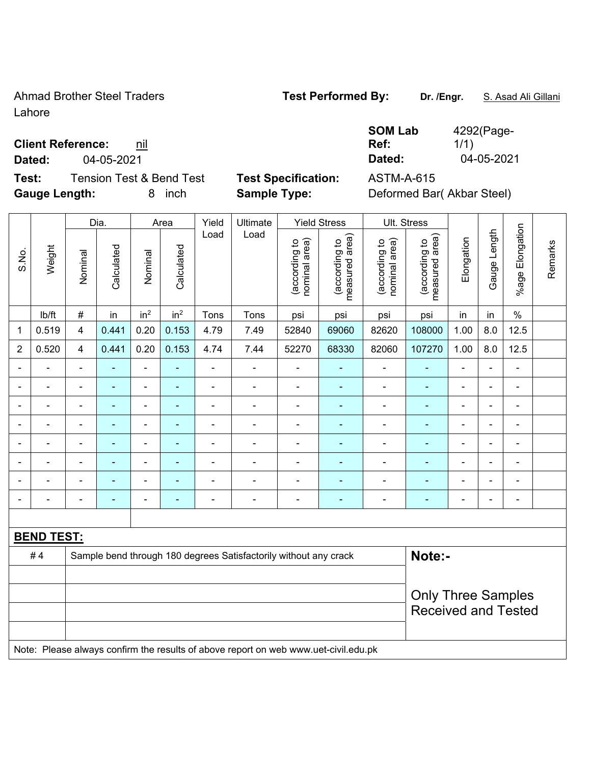Ahmad Brother Steel Traders
Lahore

**Test Performed By:** **Dr. /Engr.** S. Asad Ali Gillani

**Client Reference:** nil
**Dated:** 04-05-2021

**SOM Lab Ref:** 4292(Page-1/1)
**Dated:** 04-05-2021

**Test:** Tension Test & Bend Test
**Gauge Length:** 8 inch

**Test Specification:** ASTM-A-615
**Sample Type:** Deformed Bar( Akbar Steel)

| S.No. | Weight | Dia. | | Area | | Yield Load | Ultimate Load | Yield Stress | | Ult. Stress | | Elongation | Gauge Length | %age Elongation | Remarks |
|---|---|---|---|---|---|---|---|---|---|---|---|---|---|---|---|
| | | Nominal | Calculated | Nominal | Calculated | | | (according to nominal area) | (according to measured area) | (according to nominal area) | (according to measured area) | | | | |
| | lb/ft | # | in | in² | in² | Tons | Tons | psi | psi | psi | psi | in | in | % | |
| 1 | 0.519 | 4 | 0.441 | 0.20 | 0.153 | 4.79 | 7.49 | 52840 | 69060 | 82620 | 108000 | 1.00 | 8.0 | 12.5 | |
| 2 | 0.520 | 4 | 0.441 | 0.20 | 0.153 | 4.74 | 7.44 | 52270 | 68330 | 82060 | 107270 | 1.00 | 8.0 | 12.5 | |
| - | - | - | - | - | - | - | - | - | - | - | - | - | - | - | |
| - | - | - | - | - | - | - | - | - | - | - | - | - | - | - | |
| - | - | - | - | - | - | - | - | - | - | - | - | - | - | - | |
| - | - | - | - | - | - | - | - | - | - | - | - | - | - | - | |
| - | - | - | - | - | - | - | - | - | - | - | - | - | - | - | |
| - | - | - | - | - | - | - | - | - | - | - | - | - | - | - | |
| - | - | - | - | - | - | - | - | - | - | - | - | - | - | - | |
| - | - | - | - | - | - | - | - | - | - | - | - | - | - | - | |

**BEND TEST:**

| | | |
|---|---|---|
| # 4 | Sample bend through 180 degrees Satisfactorily without any crack | **Note:-** |
| | | Only Three Samples Received and Tested |

Note: Please always confirm the results of above report on web www.uet-civil.edu.pk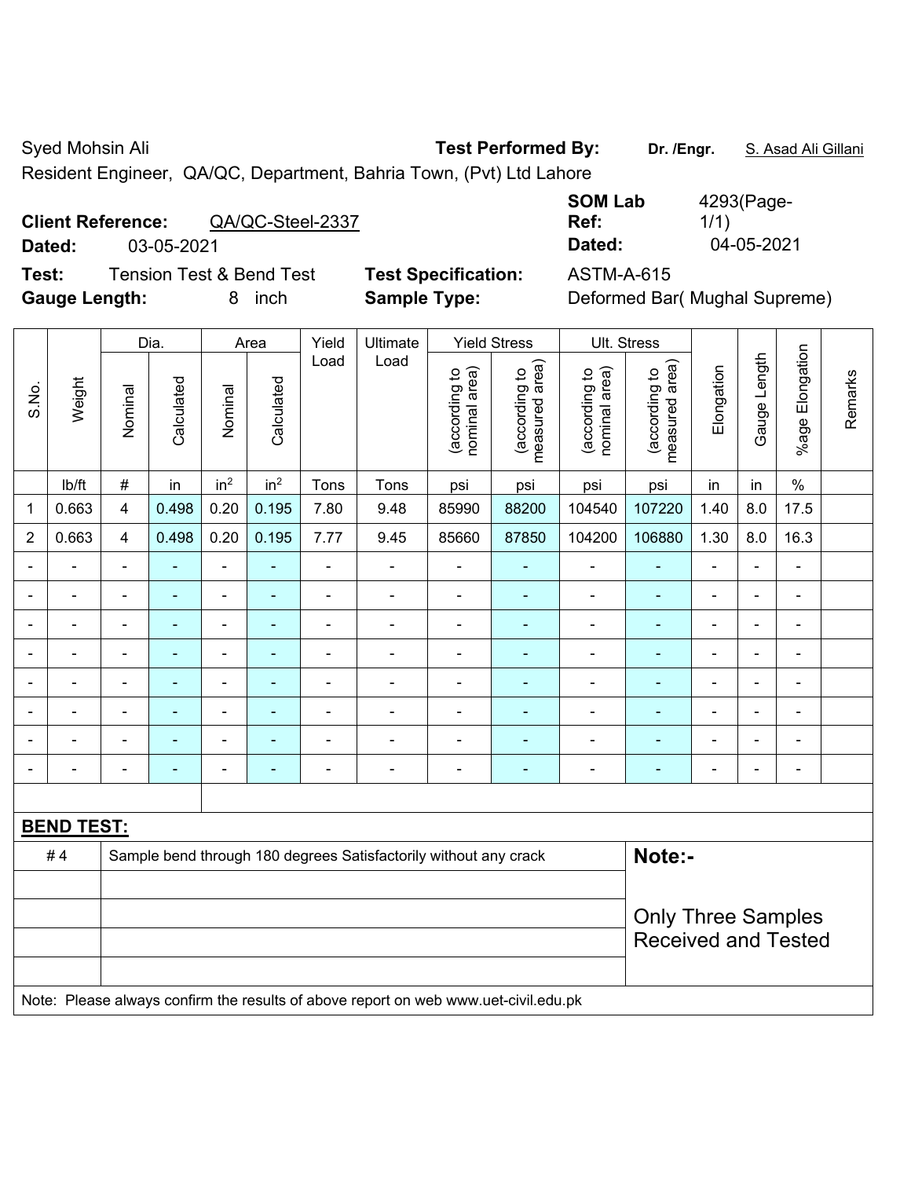Syed Mohsin Ali

Resident Engineer, QA/QC, Department, Bahria Town, (Pvt) Ltd Lahore

**Test Performed By:** **Dr. /Engr.** S. Asad Ali Gillani

**Client Reference:** QA/QC-Steel-2337

**Dated:** 03-05-2021

**SOM Lab Ref:** 4293(Page-1/1)

**Dated:** 04-05-2021

**Test:** Tension Test & Bend Test

**Test Specification:** ASTM-A-615

**Gauge Length:** 8 inch

**Sample Type:** Deformed Bar( Mughal Supreme)

| S.No. | Weight | Dia. | | Area | | Yield Load | Ultimate Load | Yield Stress | | Ult. Stress | | Elongation | Gauge Length | %age Elongation | Remarks |
|---|---|---|---|---|---|---|---|---|---|---|---|---|---|---|---|
| | | Nominal | Calculated | Nominal | Calculated | | | (according to nominal area) | (according to measured area) | (according to nominal area) | (according to measured area) | | | | |
| | lb/ft | # | in | $in^2$ | $in^2$ | Tons | Tons | psi | psi | psi | psi | in | in | % | |
| 1 | 0.663 | 4 | 0.498 | 0.20 | 0.195 | 7.80 | 9.48 | 85990 | 88200 | 104540 | 107220 | 1.40 | 8.0 | 17.5 | |
| 2 | 0.663 | 4 | 0.498 | 0.20 | 0.195 | 7.77 | 9.45 | 85660 | 87850 | 104200 | 106880 | 1.30 | 8.0 | 16.3 | |
| - | - | - | - | - | - | - | - | - | - | - | - | - | - | - | |
| - | - | - | - | - | - | - | - | - | - | - | - | - | - | - | |
| - | - | - | - | - | - | - | - | - | - | - | - | - | - | - | |
| - | - | - | - | - | - | - | - | - | - | - | - | - | - | - | |
| - | - | - | - | - | - | - | - | - | - | - | - | - | - | - | |
| - | - | - | - | - | - | - | - | - | - | - | - | - | - | - | |
| - | - | - | - | - | - | - | - | - | - | - | - | - | - | - | |
| - | - | - | - | - | - | - | - | - | - | - | - | - | - | - | |

**BEND TEST:**

| | | |
|---|---|---|
| # 4 | Sample bend through 180 degrees Satisfactorily without any crack | **Note:-** Only Three Samples Received and Tested |
| | | |
| | | |
| | | |
| | | |

Note: Please always confirm the results of above report on web www.uet-civil.edu.pk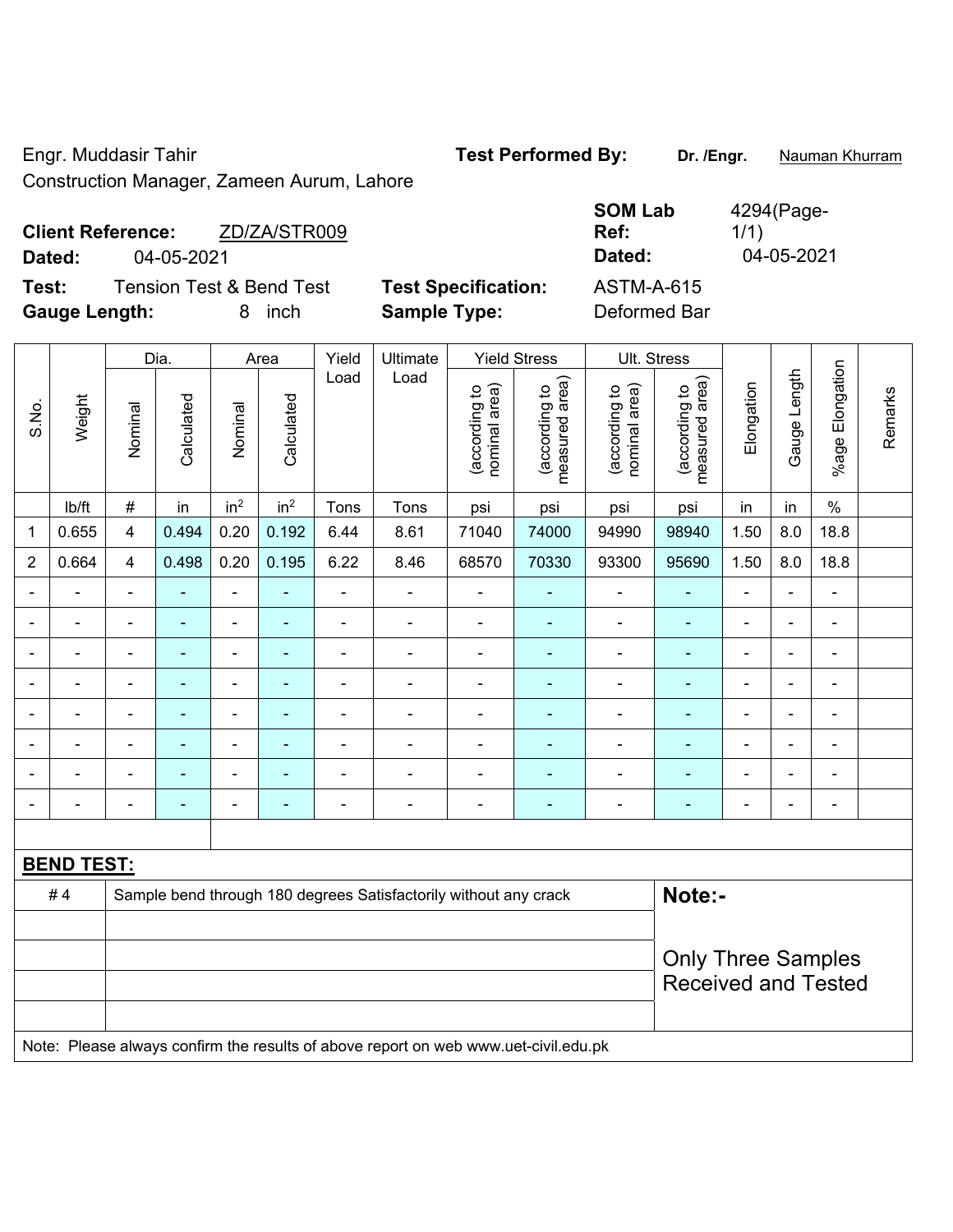Engr. Muddasir Tahir

Construction Manager, Zameen Aurum, Lahore

**Test Performed By:** **Dr. /Engr.** Nauman Khurram

**Client Reference:** ZD/ZA/STR009

**Dated:** 04-05-2021

**SOM Lab Ref:** 4294(Page-1/1)

**Dated:** 04-05-2021

**Test:** Tension Test & Bend Test

**Test Specification:** ASTM-A-615

**Gauge Length:** 8 inch

**Sample Type:** Deformed Bar

| S.No. | Weight | Dia. | | Area | | Yield Load | Ultimate Load | Yield Stress | | Ult. Stress | | Elongation | Gauge Length | %age Elongation | Remarks |
|---|---|---|---|---|---|---|---|---|---|---|---|---|---|---|---|
| | | Nominal | Calculated | Nominal | Calculated | | | (according to nominal area) | (according to measured area) | (according to nominal area) | (according to measured area) | | | | |
| | lb/ft | # | in | $in^2$ | $in^2$ | Tons | Tons | psi | psi | psi | psi | in | in | % | |
| 1 | 0.655 | 4 | 0.494 | 0.20 | 0.192 | 6.44 | 8.61 | 71040 | 74000 | 94990 | 98940 | 1.50 | 8.0 | 18.8 | |
| 2 | 0.664 | 4 | 0.498 | 0.20 | 0.195 | 6.22 | 8.46 | 68570 | 70330 | 93300 | 95690 | 1.50 | 8.0 | 18.8 | |
| - | - | - | - | - | - | - | - | - | - | - | - | - | - | - | |
| - | - | - | - | - | - | - | - | - | - | - | - | - | - | - | |
| - | - | - | - | - | - | - | - | - | - | - | - | - | - | - | |
| - | - | - | - | - | - | - | - | - | - | - | - | - | - | - | |
| - | - | - | - | - | - | - | - | - | - | - | - | - | - | - | |
| - | - | - | - | - | - | - | - | - | - | - | - | - | - | - | |
| - | - | - | - | - | - | - | - | - | - | - | - | - | - | - | |
| - | - | - | - | - | - | - | - | - | - | - | - | - | - | - | |

**BEND TEST:**

| | |
|---|---|
| # 4 | Sample bend through 180 degrees Satisfactorily without any crack |

**Note:-**

Only Three Samples Received and Tested

Note: Please always confirm the results of above report on web www.uet-civil.edu.pk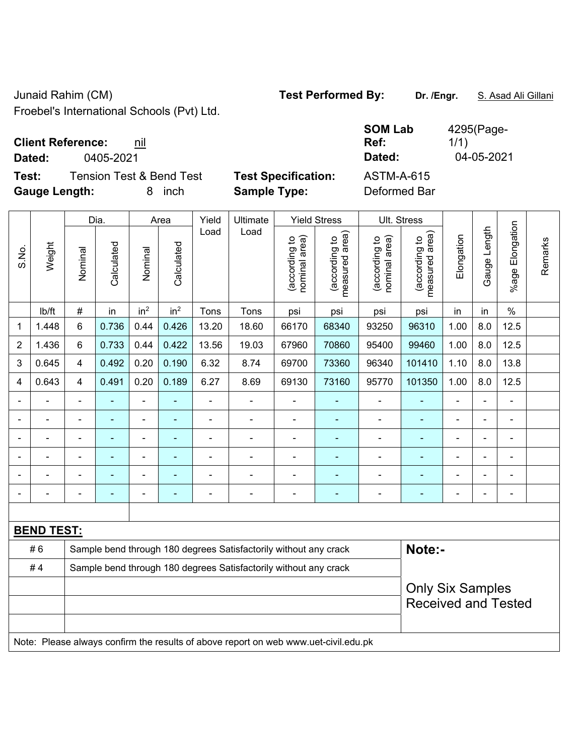Junaid Rahim (CM)

Froebel's International Schools (Pvt) Ltd.

**Test Performed By:** **Dr. /Engr.** S. Asad Ali Gillani

**Client Reference:** nil

**Dated:** 0405-2021

**SOM Lab Ref:** 4295(Page-1/1)

**Dated:** 04-05-2021

**Test:** Tension Test & Bend Test

**Test Specification:** ASTM-A-615

**Gauge Length:** 8 inch

**Sample Type:** Deformed Bar

| S.No. | Weight | Dia. | | Area | | Yield Load | Ultimate Load | Yield Stress | | Ult. Stress | | Elongation | Gauge Length | %age Elongation | Remarks |
|---|---|---|---|---|---|---|---|---|---|---|---|---|---|---|---|
| | | Nominal | Calculated | Nominal | Calculated | | | (according to nominal area) | (according to measured area) | (according to nominal area) | (according to measured area) | | | | |
| | lb/ft | # | in | in² | in² | Tons | Tons | psi | psi | psi | psi | in | in | % | |
| 1 | 1.448 | 6 | 0.736 | 0.44 | 0.426 | 13.20 | 18.60 | 66170 | 68340 | 93250 | 96310 | 1.00 | 8.0 | 12.5 | |
| 2 | 1.436 | 6 | 0.733 | 0.44 | 0.422 | 13.56 | 19.03 | 67960 | 70860 | 95400 | 99460 | 1.00 | 8.0 | 12.5 | |
| 3 | 0.645 | 4 | 0.492 | 0.20 | 0.190 | 6.32 | 8.74 | 69700 | 73360 | 96340 | 101410 | 1.10 | 8.0 | 13.8 | |
| 4 | 0.643 | 4 | 0.491 | 0.20 | 0.189 | 6.27 | 8.69 | 69130 | 73160 | 95770 | 101350 | 1.00 | 8.0 | 12.5 | |
| - | - | - | - | - | - | - | - | - | - | - | - | - | - | - | |
| - | - | - | - | - | - | - | - | - | - | - | - | - | - | - | |
| - | - | - | - | - | - | - | - | - | - | - | - | - | - | - | |
| - | - | - | - | - | - | - | - | - | - | - | - | - | - | - | |
| - | - | - | - | - | - | - | - | - | - | - | - | - | - | - | |
| - | - | - | - | - | - | - | - | - | - | - | - | - | - | - | |

**BEND TEST:**

| | | |
|---|---|---|
| # 6 | Sample bend through 180 degrees Satisfactorily without any crack | **Note:-** |
| # 4 | Sample bend through 180 degrees Satisfactorily without any crack | |
| | | Only Six Samples Received and Tested |
| | | |
| | | |

Note: Please always confirm the results of above report on web www.uet-civil.edu.pk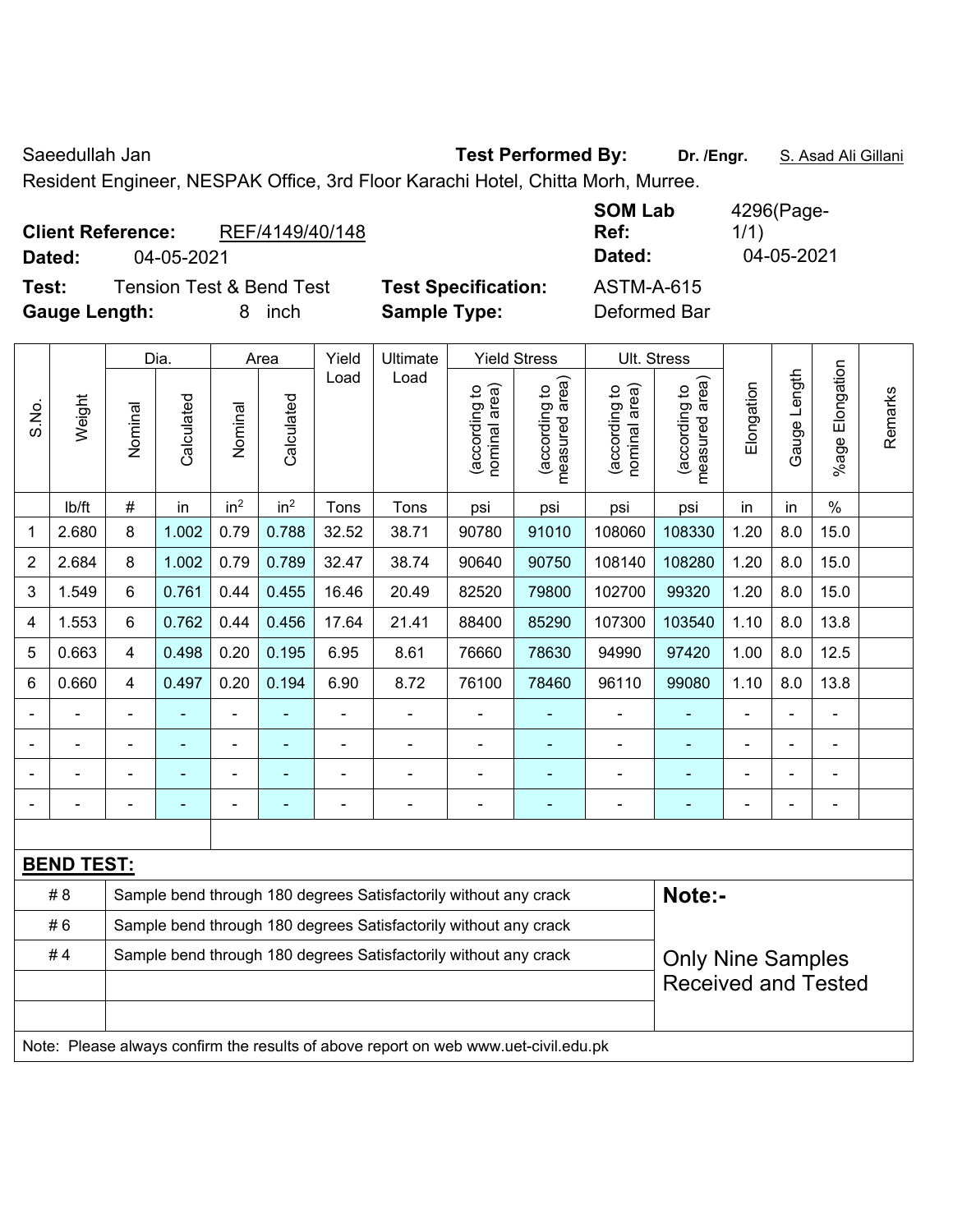Saeedullah Jan **Test Performed By:** **Dr. /Engr.** S. Asad Ali Gillani

Resident Engineer, NESPAK Office, 3rd Floor Karachi Hotel, Chitta Morh, Murree.

**Client Reference:** REF/4149/40/148 **SOM Lab Ref:** 4296(Page-1/1)

**Dated:** 04-05-2021 **Dated:** 04-05-2021

**Test:** Tension Test & Bend Test **Test Specification:** ASTM-A-615

**Gauge Length:** 8 inch **Sample Type:** Deformed Bar

| S.No. | Weight | Dia. | | Area | | Yield Load | Ultimate Load | Yield Stress | | Ult. Stress | | Elongation | Gauge Length | %age Elongation | Remarks |
|---|---|---|---|---|---|---|---|---|---|---|---|---|---|---|---|
| | | Nominal | Calculated | Nominal | Calculated | | | (according to nominal area) | (according to measured area) | (according to nominal area) | (according to measured area) | | | | |
| | lb/ft | # | in | $in^2$ | $in^2$ | Tons | Tons | psi | psi | psi | psi | in | in | % | |
| 1 | 2.680 | 8 | 1.002 | 0.79 | 0.788 | 32.52 | 38.71 | 90780 | 91010 | 108060 | 108330 | 1.20 | 8.0 | 15.0 | |
| 2 | 2.684 | 8 | 1.002 | 0.79 | 0.789 | 32.47 | 38.74 | 90640 | 90750 | 108140 | 108280 | 1.20 | 8.0 | 15.0 | |
| 3 | 1.549 | 6 | 0.761 | 0.44 | 0.455 | 16.46 | 20.49 | 82520 | 79800 | 102700 | 99320 | 1.20 | 8.0 | 15.0 | |
| 4 | 1.553 | 6 | 0.762 | 0.44 | 0.456 | 17.64 | 21.41 | 88400 | 85290 | 107300 | 103540 | 1.10 | 8.0 | 13.8 | |
| 5 | 0.663 | 4 | 0.498 | 0.20 | 0.195 | 6.95 | 8.61 | 76660 | 78630 | 94990 | 97420 | 1.00 | 8.0 | 12.5 | |
| 6 | 0.660 | 4 | 0.497 | 0.20 | 0.194 | 6.90 | 8.72 | 76100 | 78460 | 96110 | 99080 | 1.10 | 8.0 | 13.8 | |
| - | - | - | - | - | - | - | - | - | - | - | - | - | - | - | |
| - | - | - | - | - | - | - | - | - | - | - | - | - | - | - | |
| - | - | - | - | - | - | - | - | - | - | - | - | - | - | - | |
| - | - | - | - | - | - | - | - | - | - | - | - | - | - | - | |

**BEND TEST:**

| | | |
|---|---|---|
| # 8 | Sample bend through 180 degrees Satisfactorily without any crack | **Note:-** |
| # 6 | Sample bend through 180 degrees Satisfactorily without any crack | |
| # 4 | Sample bend through 180 degrees Satisfactorily without any crack | Only Nine Samples Received and Tested |

Note: Please always confirm the results of above report on web www.uet-civil.edu.pk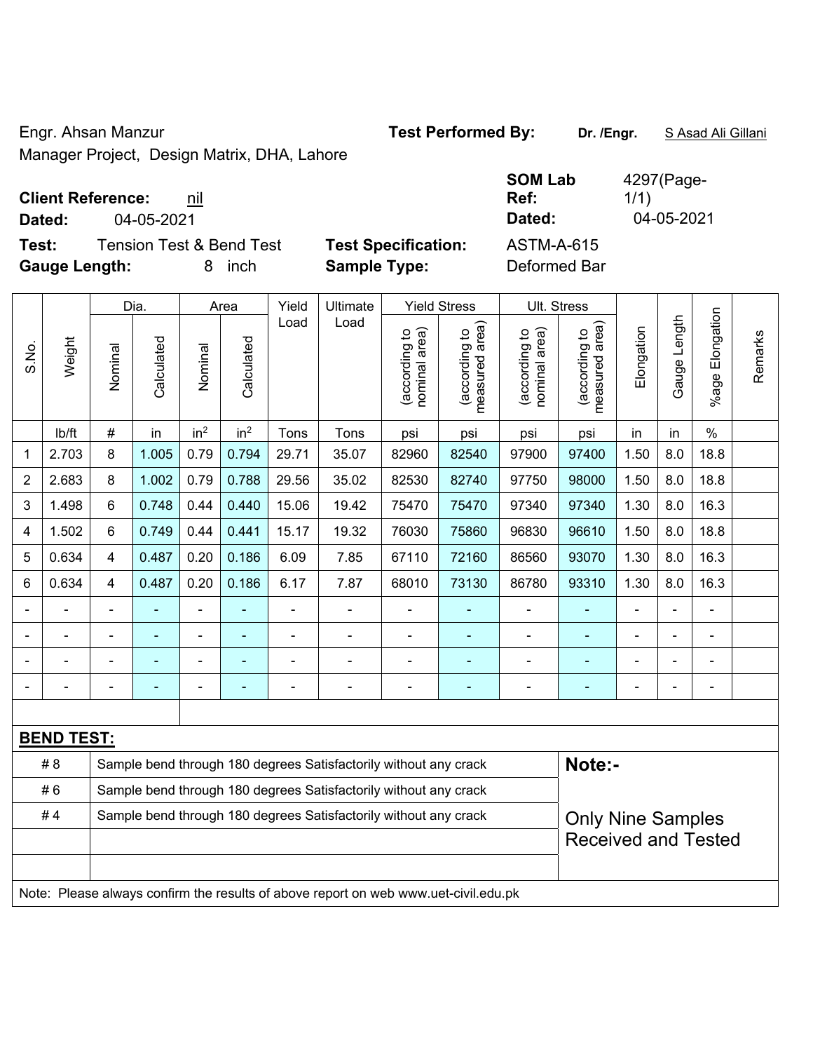Engr. Ahsan Manzur
Manager Project, Design Matrix, DHA, Lahore

**Test Performed By:** **Dr. /Engr.** S Asad Ali Gillani

**Client Reference:** nil
**Dated:** 04-05-2021

**SOM Lab Ref:** 4297(Page-1/1)
**Dated:** 04-05-2021

**Test:** Tension Test & Bend Test
**Gauge Length:** 8 inch

**Test Specification:** ASTM-A-615
**Sample Type:** Deformed Bar

| S.No. | Weight | Dia. | | Area | | Yield Load | Ultimate Load | Yield Stress | | Ult. Stress | | Elongation | Gauge Length | %age Elongation | Remarks |
|---|---|---|---|---|---|---|---|---|---|---|---|---|---|---|---|
| | | Nominal | Calculated | Nominal | Calculated | | | (according to nominal area) | (according to measured area) | (according to nominal area) | (according to measured area) | | | | |
| | lb/ft | # | in | $in^2$ | $in^2$ | Tons | Tons | psi | psi | psi | psi | in | in | % | |
| 1 | 2.703 | 8 | 1.005 | 0.79 | 0.794 | 29.71 | 35.07 | 82960 | 82540 | 97900 | 97400 | 1.50 | 8.0 | 18.8 | |
| 2 | 2.683 | 8 | 1.002 | 0.79 | 0.788 | 29.56 | 35.02 | 82530 | 82740 | 97750 | 98000 | 1.50 | 8.0 | 18.8 | |
| 3 | 1.498 | 6 | 0.748 | 0.44 | 0.440 | 15.06 | 19.42 | 75470 | 75470 | 97340 | 97340 | 1.30 | 8.0 | 16.3 | |
| 4 | 1.502 | 6 | 0.749 | 0.44 | 0.441 | 15.17 | 19.32 | 76030 | 75860 | 96830 | 96610 | 1.50 | 8.0 | 18.8 | |
| 5 | 0.634 | 4 | 0.487 | 0.20 | 0.186 | 6.09 | 7.85 | 67110 | 72160 | 86560 | 93070 | 1.30 | 8.0 | 16.3 | |
| 6 | 0.634 | 4 | 0.487 | 0.20 | 0.186 | 6.17 | 7.87 | 68010 | 73130 | 86780 | 93310 | 1.30 | 8.0 | 16.3 | |
| - | - | - | - | - | - | - | - | - | - | - | - | - | - | - | |
| - | - | - | - | - | - | - | - | - | - | - | - | - | - | - | |
| - | - | - | - | - | - | - | - | - | - | - | - | - | - | - | |
| - | - | - | - | - | - | - | - | - | - | - | - | - | - | - | |

**BEND TEST:**

| | |
|---|---|
| # 8 | Sample bend through 180 degrees Satisfactorily without any crack |
| # 6 | Sample bend through 180 degrees Satisfactorily without any crack |
| # 4 | Sample bend through 180 degrees Satisfactorily without any crack |

**Note:-**

Only Nine Samples Received and Tested

Note: Please always confirm the results of above report on web www.uet-civil.edu.pk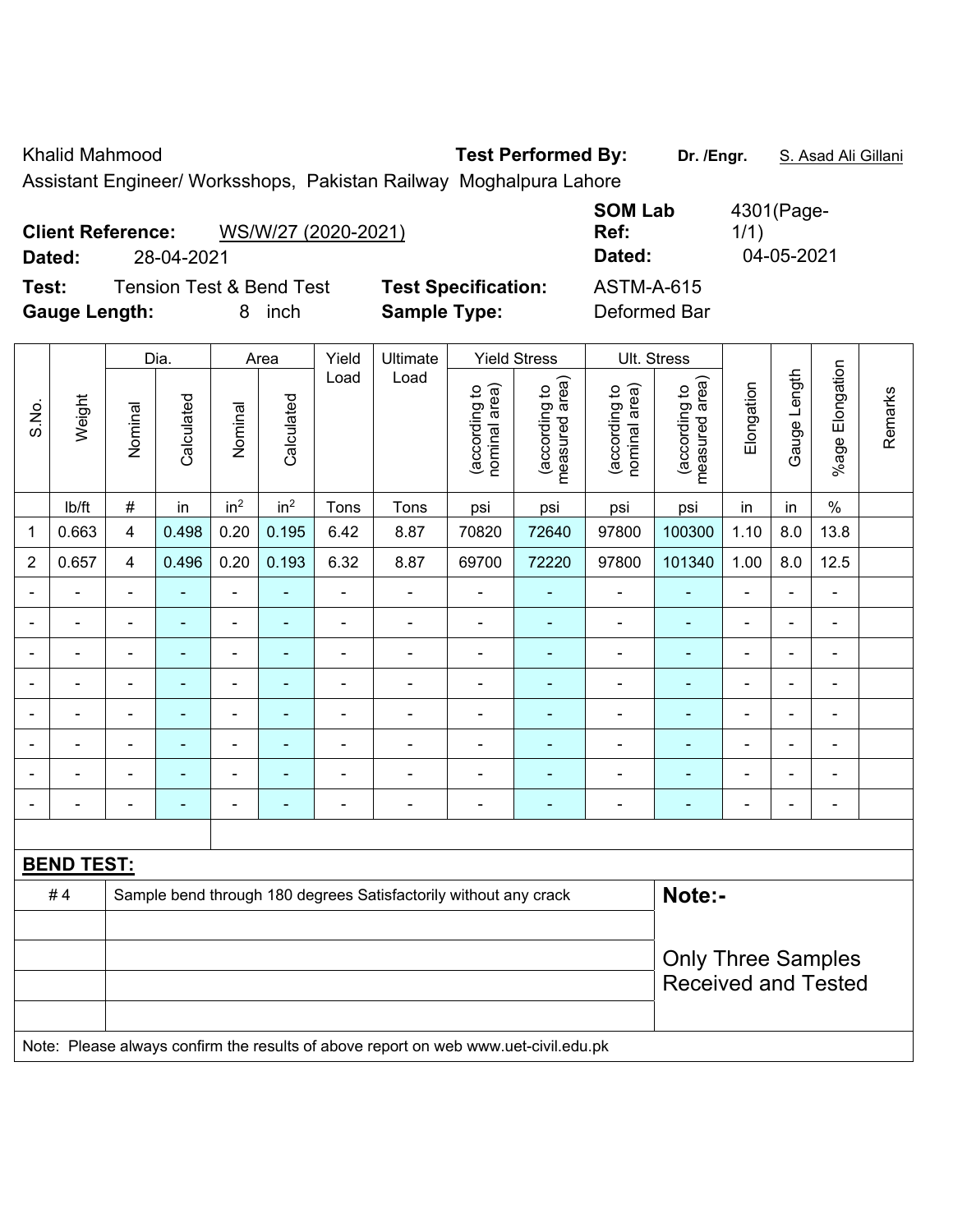Khalid Mahmood **Test Performed By:** **Dr. /Engr.** S. Asad Ali Gillani

Assistant Engineer/ Worksshops, Pakistan Railway Moghalpura Lahore

**Client Reference:** WS/W/27 (2020-2021) **SOM Lab Ref:** 4301(Page-1/1)

**Dated:** 28-04-2021 **Dated:** 04-05-2021

**Test:** Tension Test & Bend Test **Test Specification:** ASTM-A-615

**Gauge Length:** 8 inch **Sample Type:** Deformed Bar

| S.No. | Weight | Dia. | | Area | | Yield Load | Ultimate Load | Yield Stress | | Ult. Stress | | Elongation | Gauge Length | %age Elongation | Remarks |
|---|---|---|---|---|---|---|---|---|---|---|---|---|---|---|---|
| | | Nominal | Calculated | Nominal | Calculated | | | (according to nominal area) | (according to measured area) | (according to nominal area) | (according to measured area) | | | | |
| | lb/ft | # | in | in² | in² | Tons | Tons | psi | psi | psi | psi | in | in | % | |
| 1 | 0.663 | 4 | 0.498 | 0.20 | 0.195 | 6.42 | 8.87 | 70820 | 72640 | 97800 | 100300 | 1.10 | 8.0 | 13.8 | |
| 2 | 0.657 | 4 | 0.496 | 0.20 | 0.193 | 6.32 | 8.87 | 69700 | 72220 | 97800 | 101340 | 1.00 | 8.0 | 12.5 | |
| - | - | - | - | - | - | - | - | - | - | - | - | - | - | - | |
| - | - | - | - | - | - | - | - | - | - | - | - | - | - | - | |
| - | - | - | - | - | - | - | - | - | - | - | - | - | - | - | |
| - | - | - | - | - | - | - | - | - | - | - | - | - | - | - | |
| - | - | - | - | - | - | - | - | - | - | - | - | - | - | - | |
| - | - | - | - | - | - | - | - | - | - | - | - | - | - | - | |
| - | - | - | - | - | - | - | - | - | - | - | - | - | - | - | |
| - | - | - | - | - | - | - | - | - | - | - | - | - | - | - | |

**BEND TEST:**

| | | |
|---|---|---|
| # 4 | Sample bend through 180 degrees Satisfactorily without any crack | **Note:-** |
| | | Only Three Samples Received and Tested |

Note: Please always confirm the results of above report on web www.uet-civil.edu.pk